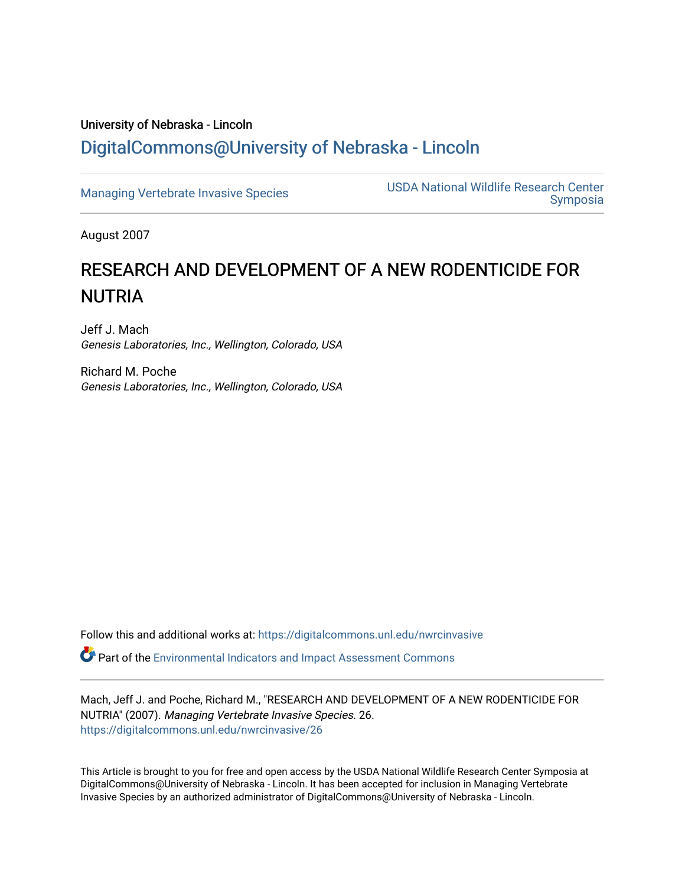University of Nebraska - Lincoln

## DigitalCommons@University of Nebraska - Lincoln

Managing Vertebrate Invasive Species

USDA National Wildlife Research Center Symposia

August 2007

# RESEARCH AND DEVELOPMENT OF A NEW RODENTICIDE FOR NUTRIA

Jeff J. Mach
*Genesis Laboratories, Inc., Wellington, Colorado, USA*

Richard M. Poche
*Genesis Laboratories, Inc., Wellington, Colorado, USA*

Follow this and additional works at: https://digitalcommons.unl.edu/nwrcinvasive

Part of the Environmental Indicators and Impact Assessment Commons

Mach, Jeff J. and Poche, Richard M., "RESEARCH AND DEVELOPMENT OF A NEW RODENTICIDE FOR NUTRIA" (2007). *Managing Vertebrate Invasive Species*. 26.
https://digitalcommons.unl.edu/nwrcinvasive/26

This Article is brought to you for free and open access by the USDA National Wildlife Research Center Symposia at DigitalCommons@University of Nebraska - Lincoln. It has been accepted for inclusion in Managing Vertebrate Invasive Species by an authorized administrator of DigitalCommons@University of Nebraska - Lincoln.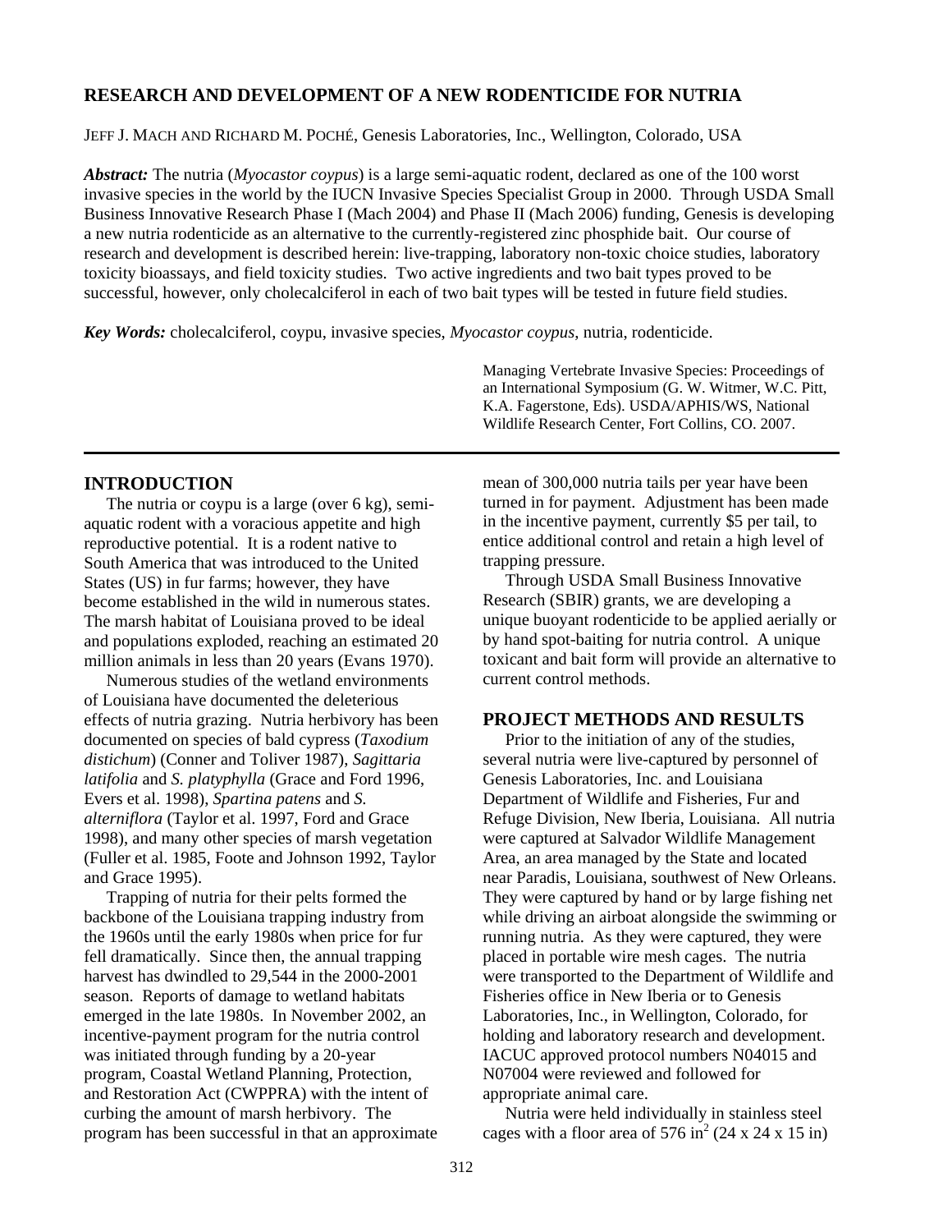# RESEARCH AND DEVELOPMENT OF A NEW RODENTICIDE FOR NUTRIA

JEFF J. MACH AND RICHARD M. POCHÉ, Genesis Laboratories, Inc., Wellington, Colorado, USA

***Abstract:*** The nutria (*Myocastor coypus*) is a large semi-aquatic rodent, declared as one of the 100 worst invasive species in the world by the IUCN Invasive Species Specialist Group in 2000. Through USDA Small Business Innovative Research Phase I (Mach 2004) and Phase II (Mach 2006) funding, Genesis is developing a new nutria rodenticide as an alternative to the currently-registered zinc phosphide bait. Our course of research and development is described herein: live-trapping, laboratory non-toxic choice studies, laboratory toxicity bioassays, and field toxicity studies. Two active ingredients and two bait types proved to be successful, however, only cholecalciferol in each of two bait types will be tested in future field studies.

***Key Words:*** cholecalciferol, coypu, invasive species, *Myocastor coypus*, nutria, rodenticide.

Managing Vertebrate Invasive Species: Proceedings of an International Symposium (G. W. Witmer, W.C. Pitt, K.A. Fagerstone, Eds). USDA/APHIS/WS, National Wildlife Research Center, Fort Collins, CO. 2007.

## INTRODUCTION

The nutria or coypu is a large (over 6 kg), semi-aquatic rodent with a voracious appetite and high reproductive potential. It is a rodent native to South America that was introduced to the United States (US) in fur farms; however, they have become established in the wild in numerous states. The marsh habitat of Louisiana proved to be ideal and populations exploded, reaching an estimated 20 million animals in less than 20 years (Evans 1970).

Numerous studies of the wetland environments of Louisiana have documented the deleterious effects of nutria grazing. Nutria herbivory has been documented on species of bald cypress (*Taxodium distichum*) (Conner and Toliver 1987), *Sagittaria latifolia* and *S. platyphylla* (Grace and Ford 1996, Evers et al. 1998), *Spartina patens* and *S. alterniflora* (Taylor et al. 1997, Ford and Grace 1998), and many other species of marsh vegetation (Fuller et al. 1985, Foote and Johnson 1992, Taylor and Grace 1995).

Trapping of nutria for their pelts formed the backbone of the Louisiana trapping industry from the 1960s until the early 1980s when price for fur fell dramatically. Since then, the annual trapping harvest has dwindled to 29,544 in the 2000-2001 season. Reports of damage to wetland habitats emerged in the late 1980s. In November 2002, an incentive-payment program for the nutria control was initiated through funding by a 20-year program, Coastal Wetland Planning, Protection, and Restoration Act (CWPPRA) with the intent of curbing the amount of marsh herbivory. The program has been successful in that an approximate mean of 300,000 nutria tails per year have been turned in for payment. Adjustment has been made in the incentive payment, currently $5 per tail, to entice additional control and retain a high level of trapping pressure.

Through USDA Small Business Innovative Research (SBIR) grants, we are developing a unique buoyant rodenticide to be applied aerially or by hand spot-baiting for nutria control. A unique toxicant and bait form will provide an alternative to current control methods.

## PROJECT METHODS AND RESULTS

Prior to the initiation of any of the studies, several nutria were live-captured by personnel of Genesis Laboratories, Inc. and Louisiana Department of Wildlife and Fisheries, Fur and Refuge Division, New Iberia, Louisiana. All nutria were captured at Salvador Wildlife Management Area, an area managed by the State and located near Paradis, Louisiana, southwest of New Orleans. They were captured by hand or by large fishing net while driving an airboat alongside the swimming or running nutria. As they were captured, they were placed in portable wire mesh cages. The nutria were transported to the Department of Wildlife and Fisheries office in New Iberia or to Genesis Laboratories, Inc., in Wellington, Colorado, for holding and laboratory research and development. IACUC approved protocol numbers N04015 and N07004 were reviewed and followed for appropriate animal care.

Nutria were held individually in stainless steel cages with a floor area of 576 in$^2$ (24 x 24 x 15 in)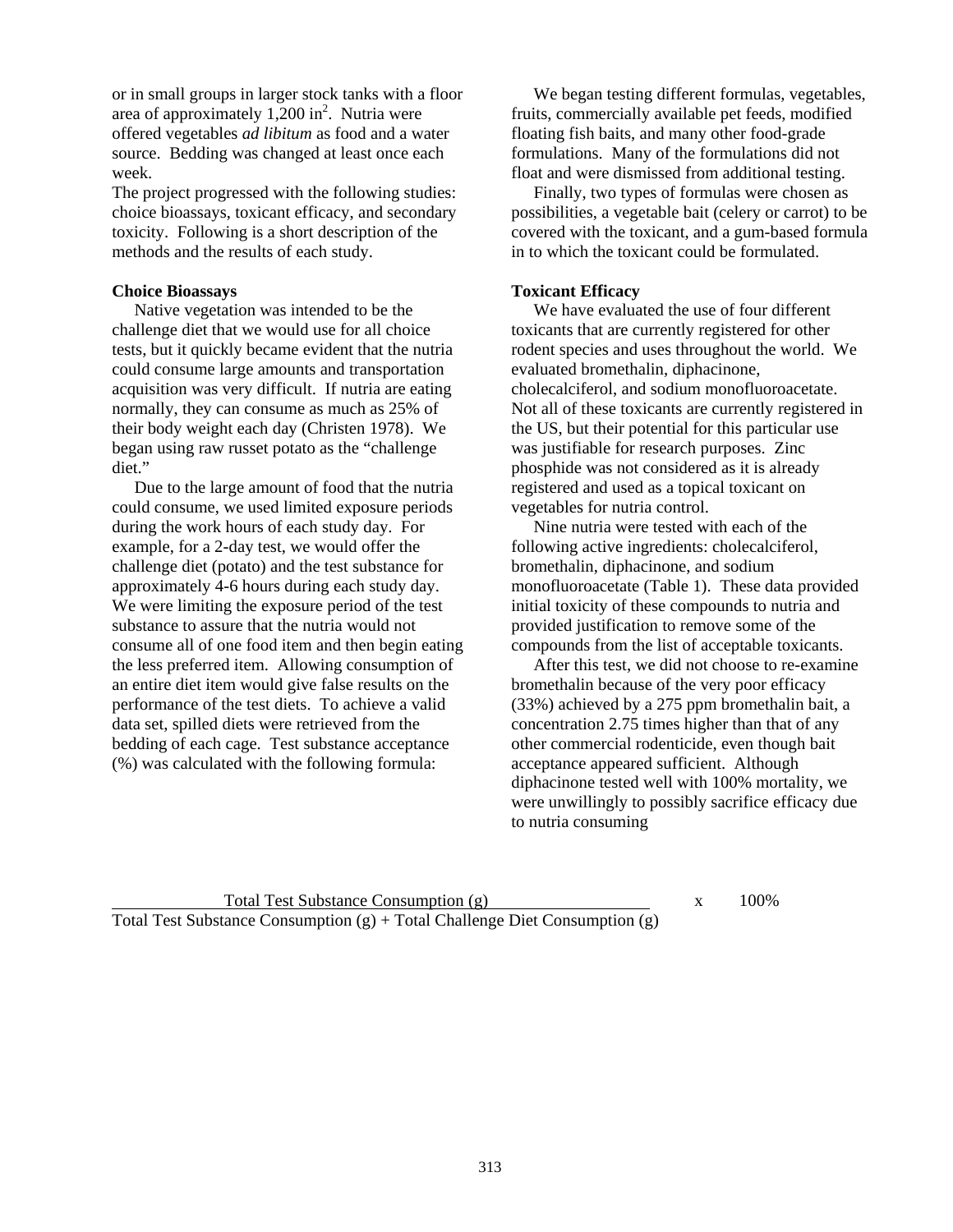or in small groups in larger stock tanks with a floor area of approximately 1,200 $in^2$. Nutria were offered vegetables *ad libitum* as food and a water source. Bedding was changed at least once each week.

The project progressed with the following studies: choice bioassays, toxicant efficacy, and secondary toxicity. Following is a short description of the methods and the results of each study.

**Choice Bioassays**

Native vegetation was intended to be the challenge diet that we would use for all choice tests, but it quickly became evident that the nutria could consume large amounts and transportation acquisition was very difficult. If nutria are eating normally, they can consume as much as 25% of their body weight each day (Christen 1978). We began using raw russet potato as the "challenge diet."

Due to the large amount of food that the nutria could consume, we used limited exposure periods during the work hours of each study day. For example, for a 2-day test, we would offer the challenge diet (potato) and the test substance for approximately 4-6 hours during each study day. We were limiting the exposure period of the test substance to assure that the nutria would not consume all of one food item and then begin eating the less preferred item. Allowing consumption of an entire diet item would give false results on the performance of the test diets. To achieve a valid data set, spilled diets were retrieved from the bedding of each cage. Test substance acceptance (%) was calculated with the following formula:

$$\frac{\text{Total Test Substance Consumption (g)}}{\text{Total Test Substance Consumption (g)} + \text{Total Challenge Diet Consumption (g)}} \times 100\%$$

We began testing different formulas, vegetables, fruits, commercially available pet feeds, modified floating fish baits, and many other food-grade formulations. Many of the formulations did not float and were dismissed from additional testing.

Finally, two types of formulas were chosen as possibilities, a vegetable bait (celery or carrot) to be covered with the toxicant, and a gum-based formula in to which the toxicant could be formulated.

**Toxicant Efficacy**

We have evaluated the use of four different toxicants that are currently registered for other rodent species and uses throughout the world. We evaluated bromethalin, diphacinone, cholecalciferol, and sodium monofluoroacetate. Not all of these toxicants are currently registered in the US, but their potential for this particular use was justifiable for research purposes. Zinc phosphide was not considered as it is already registered and used as a topical toxicant on vegetables for nutria control.

Nine nutria were tested with each of the following active ingredients: cholecalciferol, bromethalin, diphacinone, and sodium monofluoroacetate (Table 1). These data provided initial toxicity of these compounds to nutria and provided justification to remove some of the compounds from the list of acceptable toxicants.

After this test, we did not choose to re-examine bromethalin because of the very poor efficacy (33%) achieved by a 275 ppm bromethalin bait, a concentration 2.75 times higher than that of any other commercial rodenticide, even though bait acceptance appeared sufficient. Although diphacinone tested well with 100% mortality, we were unwillingly to possibly sacrifice efficacy due to nutria consuming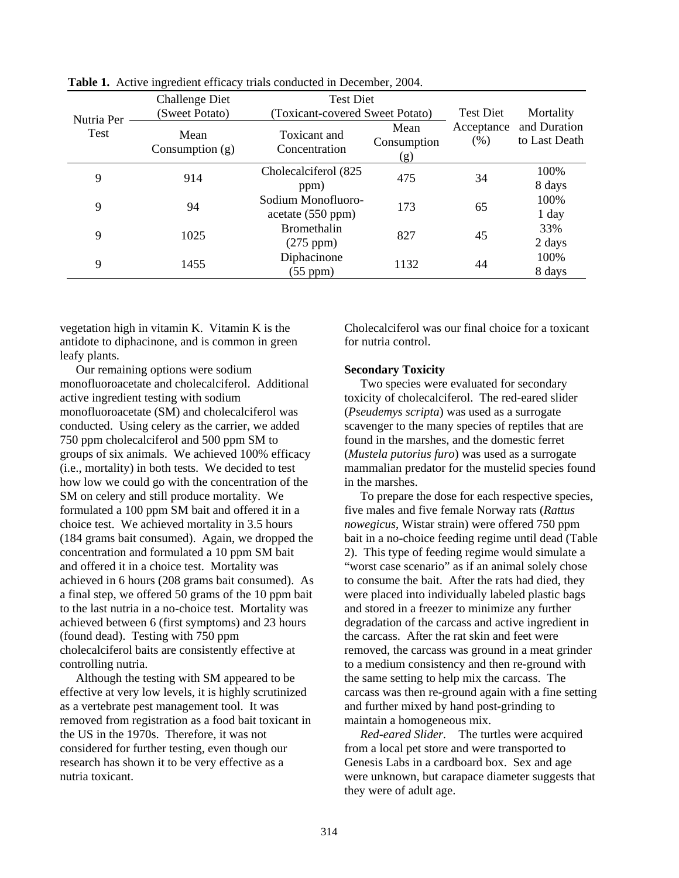**Table 1.** Active ingredient efficacy trials conducted in December, 2004.

| Nutria Per Test | Challenge Diet (Sweet Potato) | Test Diet (Toxicant-covered Sweet Potato) | | Test Diet Acceptance (%) | Mortality and Duration to Last Death |
|---|---|---|---|---|---|
| | Mean Consumption (g) | Toxicant and Concentration | Mean Consumption (g) | | |
| 9 | 914 | Cholecalciferol (825 ppm) | 475 | 34 | 100% 8 days |
| 9 | 94 | Sodium Monofluoro-acetate (550 ppm) | 173 | 65 | 100% 1 day |
| 9 | 1025 | Bromethalin (275 ppm) | 827 | 45 | 33% 2 days |
| 9 | 1455 | Diphacinone (55 ppm) | 1132 | 44 | 100% 8 days |

vegetation high in vitamin K. Vitamin K is the antidote to diphacinone, and is common in green leafy plants.

Our remaining options were sodium monofluoroacetate and cholecalciferol. Additional active ingredient testing with sodium monofluoroacetate (SM) and cholecalciferol was conducted. Using celery as the carrier, we added 750 ppm cholecalciferol and 500 ppm SM to groups of six animals. We achieved 100% efficacy (i.e., mortality) in both tests. We decided to test how low we could go with the concentration of the SM on celery and still produce mortality. We formulated a 100 ppm SM bait and offered it in a choice test. We achieved mortality in 3.5 hours (184 grams bait consumed). Again, we dropped the concentration and formulated a 10 ppm SM bait and offered it in a choice test. Mortality was achieved in 6 hours (208 grams bait consumed). As a final step, we offered 50 grams of the 10 ppm bait to the last nutria in a no-choice test. Mortality was achieved between 6 (first symptoms) and 23 hours (found dead). Testing with 750 ppm cholecalciferol baits are consistently effective at controlling nutria.

Although the testing with SM appeared to be effective at very low levels, it is highly scrutinized as a vertebrate pest management tool. It was removed from registration as a food bait toxicant in the US in the 1970s. Therefore, it was not considered for further testing, even though our research has shown it to be very effective as a nutria toxicant.

Cholecalciferol was our final choice for a toxicant for nutria control.

**Secondary Toxicity**

Two species were evaluated for secondary toxicity of cholecalciferol. The red-eared slider (*Pseudemys scripta*) was used as a surrogate scavenger to the many species of reptiles that are found in the marshes, and the domestic ferret (*Mustela putorius furo*) was used as a surrogate mammalian predator for the mustelid species found in the marshes.

To prepare the dose for each respective species, five males and five female Norway rats (*Rattus nowegicus*, Wistar strain) were offered 750 ppm bait in a no-choice feeding regime until dead (Table 2). This type of feeding regime would simulate a "worst case scenario" as if an animal solely chose to consume the bait. After the rats had died, they were placed into individually labeled plastic bags and stored in a freezer to minimize any further degradation of the carcass and active ingredient in the carcass. After the rat skin and feet were removed, the carcass was ground in a meat grinder to a medium consistency and then re-ground with the same setting to help mix the carcass. The carcass was then re-ground again with a fine setting and further mixed by hand post-grinding to maintain a homogeneous mix.

*Red-eared Slider.* The turtles were acquired from a local pet store and were transported to Genesis Labs in a cardboard box. Sex and age were unknown, but carapace diameter suggests that they were of adult age.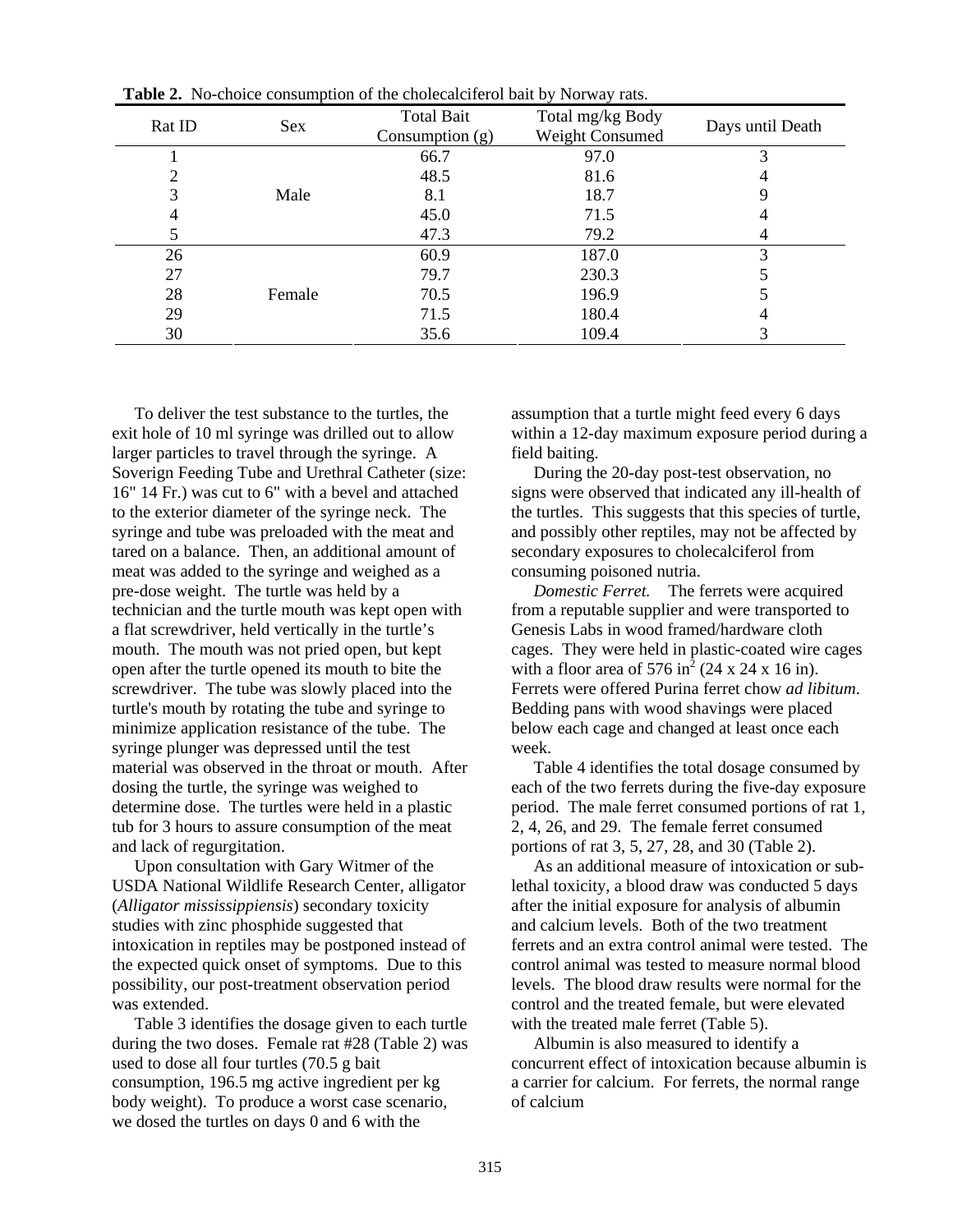**Table 2.** No-choice consumption of the cholecalciferol bait by Norway rats.

| Rat ID | Sex | Total Bait Consumption (g) | Total mg/kg Body Weight Consumed | Days until Death |
|---|---|---|---|---|
| 1 | Male | 66.7 | 97.0 | 3 |
| 2 | | 48.5 | 81.6 | 4 |
| 3 | | 8.1 | 18.7 | 9 |
| 4 | | 45.0 | 71.5 | 4 |
| 5 | | 47.3 | 79.2 | 4 |
| 26 | Female | 60.9 | 187.0 | 3 |
| 27 | | 79.7 | 230.3 | 5 |
| 28 | | 70.5 | 196.9 | 5 |
| 29 | | 71.5 | 180.4 | 4 |
| 30 | | 35.6 | 109.4 | 3 |

To deliver the test substance to the turtles, the exit hole of 10 ml syringe was drilled out to allow larger particles to travel through the syringe. A Soverign Feeding Tube and Urethral Catheter (size: 16" 14 Fr.) was cut to 6" with a bevel and attached to the exterior diameter of the syringe neck. The syringe and tube was preloaded with the meat and tared on a balance. Then, an additional amount of meat was added to the syringe and weighed as a pre-dose weight. The turtle was held by a technician and the turtle mouth was kept open with a flat screwdriver, held vertically in the turtle's mouth. The mouth was not pried open, but kept open after the turtle opened its mouth to bite the screwdriver. The tube was slowly placed into the turtle's mouth by rotating the tube and syringe to minimize application resistance of the tube. The syringe plunger was depressed until the test material was observed in the throat or mouth. After dosing the turtle, the syringe was weighed to determine dose. The turtles were held in a plastic tub for 3 hours to assure consumption of the meat and lack of regurgitation.

Upon consultation with Gary Witmer of the USDA National Wildlife Research Center, alligator (*Alligator mississippiensis*) secondary toxicity studies with zinc phosphide suggested that intoxication in reptiles may be postponed instead of the expected quick onset of symptoms. Due to this possibility, our post-treatment observation period was extended.

Table 3 identifies the dosage given to each turtle during the two doses. Female rat #28 (Table 2) was used to dose all four turtles (70.5 g bait consumption, 196.5 mg active ingredient per kg body weight). To produce a worst case scenario, we dosed the turtles on days 0 and 6 with the assumption that a turtle might feed every 6 days within a 12-day maximum exposure period during a field baiting.

During the 20-day post-test observation, no signs were observed that indicated any ill-health of the turtles. This suggests that this species of turtle, and possibly other reptiles, may not be affected by secondary exposures to cholecalciferol from consuming poisoned nutria.

*Domestic Ferret.* The ferrets were acquired from a reputable supplier and were transported to Genesis Labs in wood framed/hardware cloth cages. They were held in plastic-coated wire cages with a floor area of 576 in$^2$ (24 x 24 x 16 in). Ferrets were offered Purina ferret chow *ad libitum*. Bedding pans with wood shavings were placed below each cage and changed at least once each week.

Table 4 identifies the total dosage consumed by each of the two ferrets during the five-day exposure period. The male ferret consumed portions of rat 1, 2, 4, 26, and 29. The female ferret consumed portions of rat 3, 5, 27, 28, and 30 (Table 2).

As an additional measure of intoxication or sub-lethal toxicity, a blood draw was conducted 5 days after the initial exposure for analysis of albumin and calcium levels. Both of the two treatment ferrets and an extra control animal were tested. The control animal was tested to measure normal blood levels. The blood draw results were normal for the control and the treated female, but were elevated with the treated male ferret (Table 5).

Albumin is also measured to identify a concurrent effect of intoxication because albumin is a carrier for calcium. For ferrets, the normal range of calcium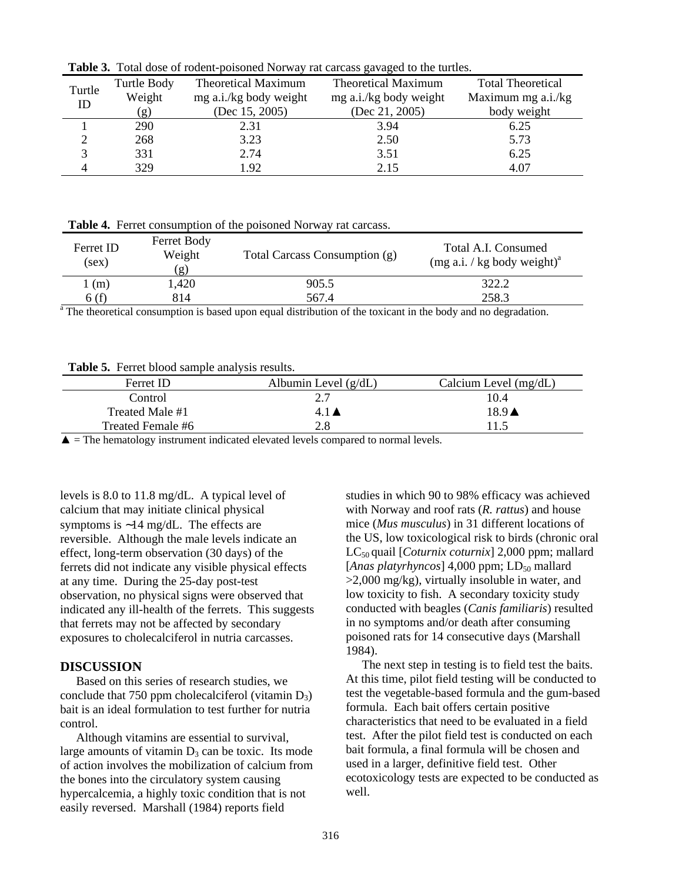**Table 3.** Total dose of rodent-poisoned Norway rat carcass gavaged to the turtles.

| Turtle ID | Turtle Body Weight (g) | Theoretical Maximum mg a.i./kg body weight (Dec 15, 2005) | Theoretical Maximum mg a.i./kg body weight (Dec 21, 2005) | Total Theoretical Maximum mg a.i./kg body weight |
|---|---|---|---|---|
| 1 | 290 | 2.31 | 3.94 | 6.25 |
| 2 | 268 | 3.23 | 2.50 | 5.73 |
| 3 | 331 | 2.74 | 3.51 | 6.25 |
| 4 | 329 | 1.92 | 2.15 | 4.07 |

**Table 4.** Ferret consumption of the poisoned Norway rat carcass.

| Ferret ID (sex) | Ferret Body Weight (g) | Total Carcass Consumption (g) | Total A.I. Consumed (mg a.i. / kg body weight)[a] |
|---|---|---|---|
| 1 (m) | 1,420 | 905.5 | 322.2 |
| 6 (f) | 814 | 567.4 | 258.3 |

[a] The theoretical consumption is based upon equal distribution of the toxicant in the body and no degradation.

**Table 5.** Ferret blood sample analysis results.

| Ferret ID | Albumin Level (g/dL) | Calcium Level (mg/dL) |
|---|---|---|
| Control | 2.7 | 10.4 |
| Treated Male #1 | 4.1▲ | 18.9▲ |
| Treated Female #6 | 2.8 | 11.5 |

▲ = The hematology instrument indicated elevated levels compared to normal levels.

levels is 8.0 to 11.8 mg/dL. A typical level of calcium that may initiate clinical physical symptoms is ~14 mg/dL. The effects are reversible. Although the male levels indicate an effect, long-term observation (30 days) of the ferrets did not indicate any visible physical effects at any time. During the 25-day post-test observation, no physical signs were observed that indicated any ill-health of the ferrets. This suggests that ferrets may not be affected by secondary exposures to cholecalciferol in nutria carcasses.

## DISCUSSION

Based on this series of research studies, we conclude that 750 ppm cholecalciferol (vitamin $D_3$) bait is an ideal formulation to test further for nutria control.

Although vitamins are essential to survival, large amounts of vitamin $D_3$ can be toxic. Its mode of action involves the mobilization of calcium from the bones into the circulatory system causing hypercalcemia, a highly toxic condition that is not easily reversed. Marshall (1984) reports field studies in which 90 to 98% efficacy was achieved with Norway and roof rats (*R. rattus*) and house mice (*Mus musculus*) in 31 different locations of the US, low toxicological risk to birds (chronic oral $LC_{50}$ quail [*Coturnix coturnix*] 2,000 ppm; mallard [*Anas platyrhyncos*] 4,000 ppm; $LD_{50}$ mallard >2,000 mg/kg), virtually insoluble in water, and low toxicity to fish. A secondary toxicity study conducted with beagles (*Canis familiaris*) resulted in no symptoms and/or death after consuming poisoned rats for 14 consecutive days (Marshall 1984).

The next step in testing is to field test the baits. At this time, pilot field testing will be conducted to test the vegetable-based formula and the gum-based formula. Each bait offers certain positive characteristics that need to be evaluated in a field test. After the pilot field test is conducted on each bait formula, a final formula will be chosen and used in a larger, definitive field test. Other ecotoxicology tests are expected to be conducted as well.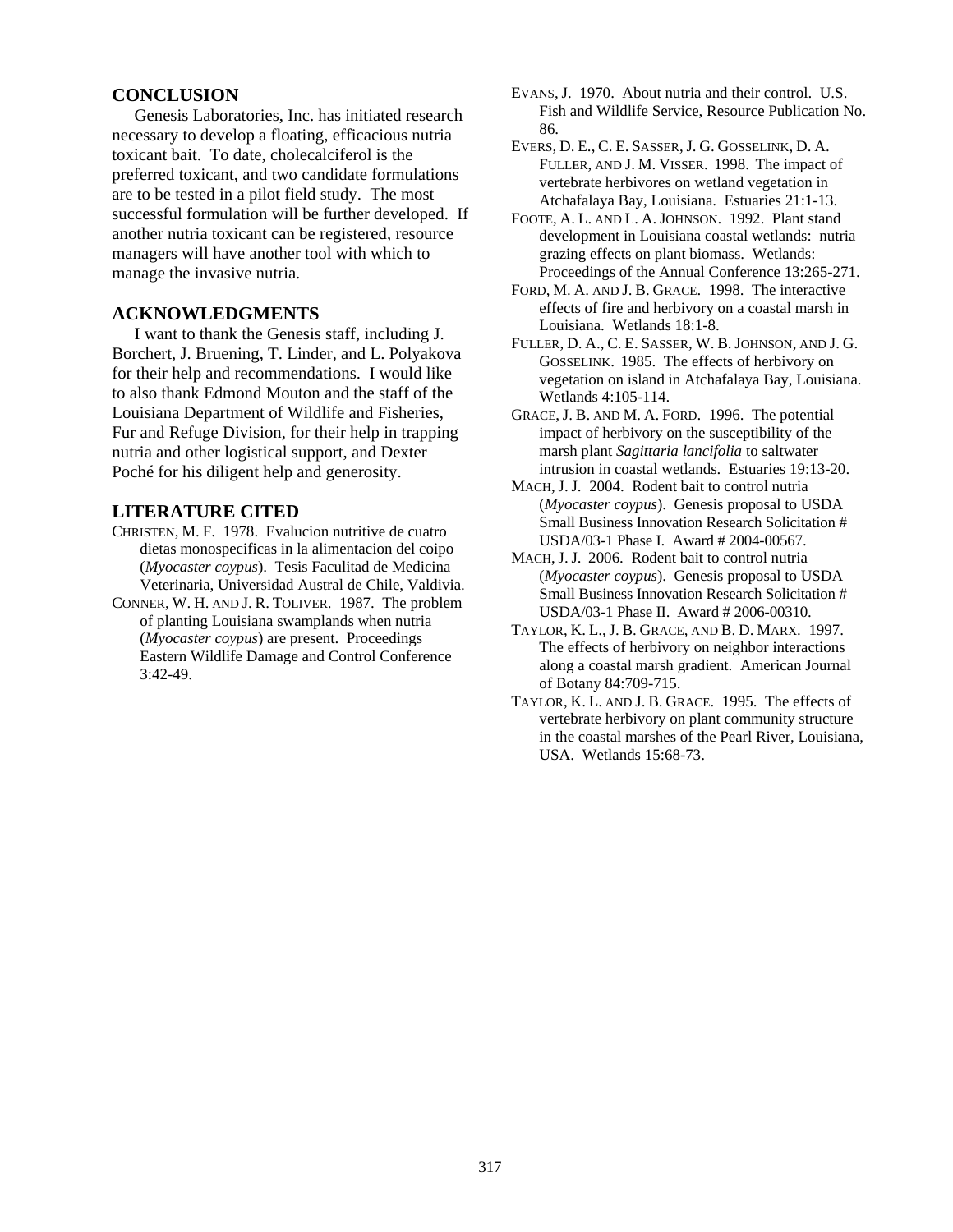## CONCLUSION

Genesis Laboratories, Inc. has initiated research necessary to develop a floating, efficacious nutria toxicant bait. To date, cholecalciferol is the preferred toxicant, and two candidate formulations are to be tested in a pilot field study. The most successful formulation will be further developed. If another nutria toxicant can be registered, resource managers will have another tool with which to manage the invasive nutria.

## ACKNOWLEDGMENTS

I want to thank the Genesis staff, including J. Borchert, J. Bruening, T. Linder, and L. Polyakova for their help and recommendations. I would like to also thank Edmond Mouton and the staff of the Louisiana Department of Wildlife and Fisheries, Fur and Refuge Division, for their help in trapping nutria and other logistical support, and Dexter Poché for his diligent help and generosity.

## LITERATURE CITED

CHRISTEN, M. F. 1978. Evalucion nutritive de cuatro dietas monospecificas in la alimentacion del coipo (*Myocaster coypus*). Tesis Faculitad de Medicina Veterinaria, Universidad Austral de Chile, Valdivia.

CONNER, W. H. AND J. R. TOLIVER. 1987. The problem of planting Louisiana swamplands when nutria (*Myocaster coypus*) are present. Proceedings Eastern Wildlife Damage and Control Conference 3:42-49.

EVANS, J. 1970. About nutria and their control. U.S. Fish and Wildlife Service, Resource Publication No. 86.

EVERS, D. E., C. E. SASSER, J. G. GOSSELINK, D. A. FULLER, AND J. M. VISSER. 1998. The impact of vertebrate herbivores on wetland vegetation in Atchafalaya Bay, Louisiana. Estuaries 21:1-13.

FOOTE, A. L. AND L. A. JOHNSON. 1992. Plant stand development in Louisiana coastal wetlands: nutria grazing effects on plant biomass. Wetlands: Proceedings of the Annual Conference 13:265-271.

FORD, M. A. AND J. B. GRACE. 1998. The interactive effects of fire and herbivory on a coastal marsh in Louisiana. Wetlands 18:1-8.

FULLER, D. A., C. E. SASSER, W. B. JOHNSON, AND J. G. GOSSELINK. 1985. The effects of herbivory on vegetation on island in Atchafalaya Bay, Louisiana. Wetlands 4:105-114.

GRACE, J. B. AND M. A. FORD. 1996. The potential impact of herbivory on the susceptibility of the marsh plant *Sagittaria lancifolia* to saltwater intrusion in coastal wetlands. Estuaries 19:13-20.

MACH, J. J. 2004. Rodent bait to control nutria (*Myocaster coypus*). Genesis proposal to USDA Small Business Innovation Research Solicitation # USDA/03-1 Phase I. Award # 2004-00567.

MACH, J. J. 2006. Rodent bait to control nutria (*Myocaster coypus*). Genesis proposal to USDA Small Business Innovation Research Solicitation # USDA/03-1 Phase II. Award # 2006-00310.

TAYLOR, K. L., J. B. GRACE, AND B. D. MARX. 1997. The effects of herbivory on neighbor interactions along a coastal marsh gradient. American Journal of Botany 84:709-715.

TAYLOR, K. L. AND J. B. GRACE. 1995. The effects of vertebrate herbivory on plant community structure in the coastal marshes of the Pearl River, Louisiana, USA. Wetlands 15:68-73.